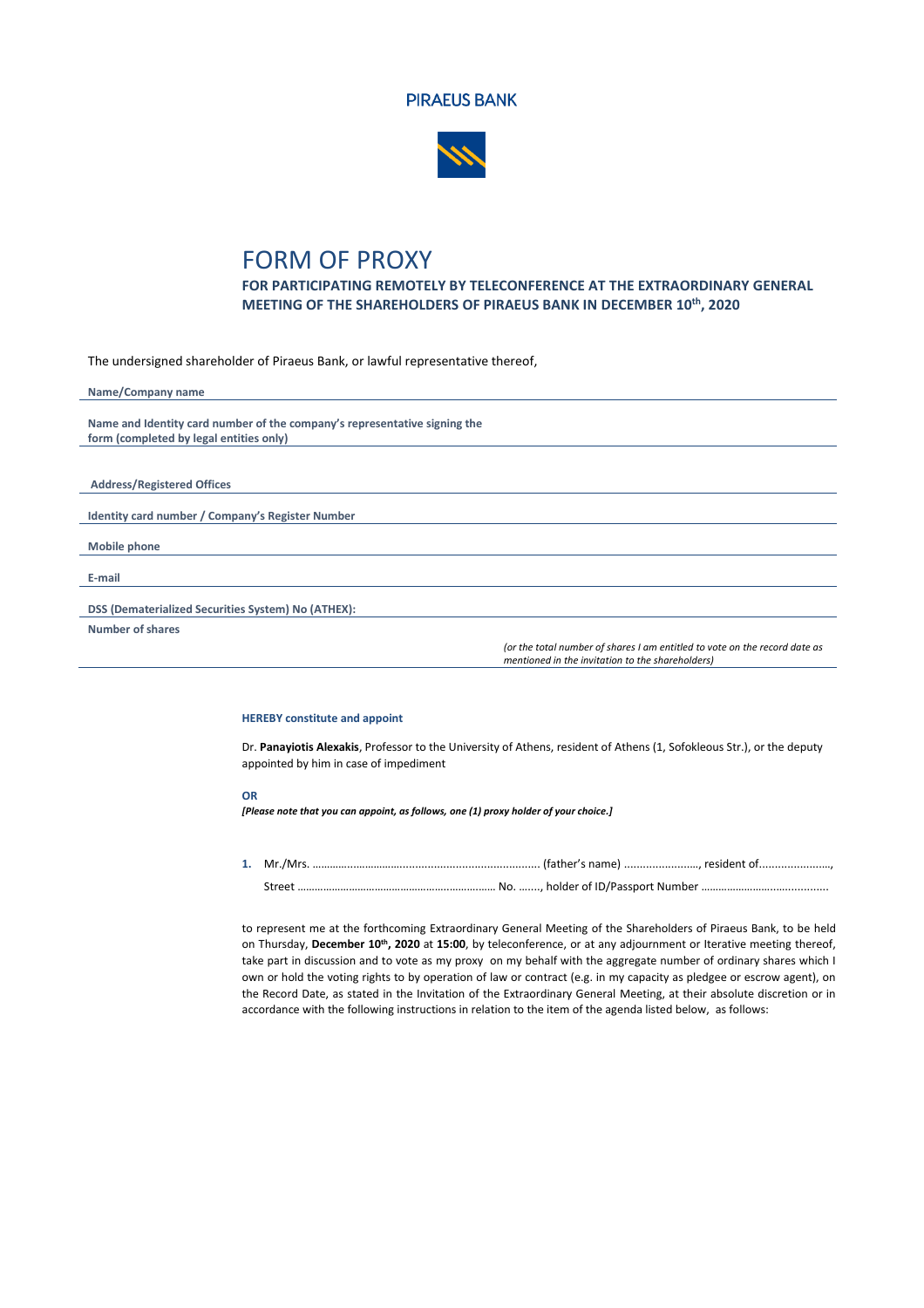PIRAEUS BANK

# FORM OF PROXY

**FOR PARTICIPATING REMOTELY BY TELECONFERENCE AT THE EXTRAORDINARY GENERAL MEETING OF THE SHAREHOLDERS OF PIRAEUS BANK IN DECEMBER 10th, 2020**

The undersigned shareholder of Piraeus Bank, or lawful representative thereof,

| | |
|---|---|
| **Name/Company name** | |
| **Name and Identity card number of the company's representative signing the form (completed by legal entities only)** | |
| **Address/Registered Offices** | |
| **Identity card number / Company's Register Number** | |
| **Mobile phone** | |
| **E-mail** | |
| **DSS (Dematerialized Securities System) No (ATHEX):** | |
| **Number of shares** | *(or the total number of shares I am entitled to vote on the record date as mentioned in the invitation to the shareholders)* |

**HEREBY constitute and appoint**

Dr. **Panayiotis Alexakis**, Professor to the University of Athens, resident of Athens (1, Sofokleous Str.), or the deputy appointed by him in case of impediment

**OR**

***[Please note that you can appoint, as follows, one (1) proxy holder of your choice.]***

**1.** Mr./Mrs. ............................................................................ (father's name) ......................., resident of......................., Street .................................................................. No. ......., holder of ID/Passport Number ..........................................

to represent me at the forthcoming Extraordinary General Meeting of the Shareholders of Piraeus Bank, to be held on Thursday, **December 10th, 2020** at **15:00**, by teleconference, or at any adjournment or Iterative meeting thereof, take part in discussion and to vote as my proxy on my behalf with the aggregate number of ordinary shares which I own or hold the voting rights to by operation of law or contract (e.g. in my capacity as pledgee or escrow agent), on the Record Date, as stated in the Invitation of the Extraordinary General Meeting, at their absolute discretion or in accordance with the following instructions in relation to the item of the agenda listed below, as follows: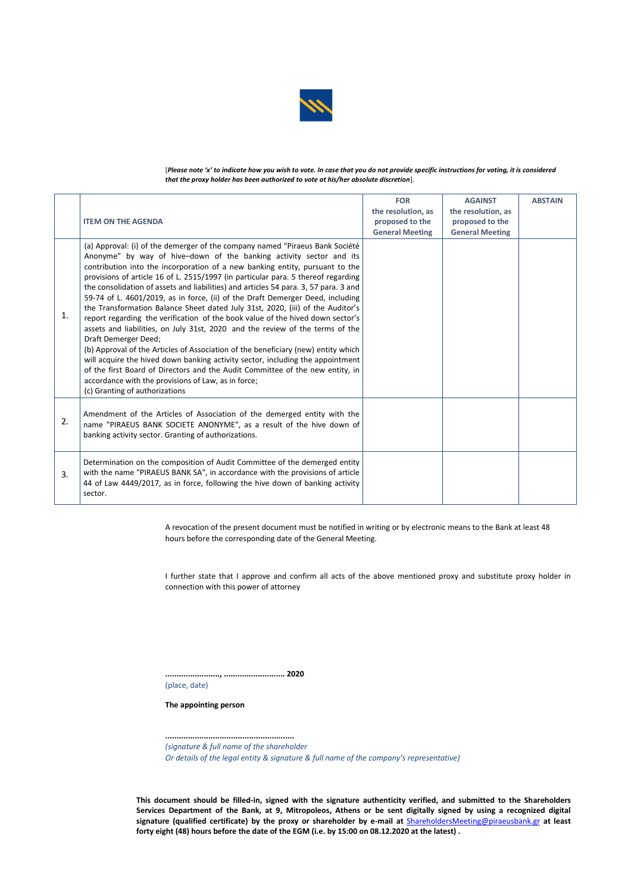[*Please note 'x' to indicate how you wish to vote. In case that you do not provide specific instructions for voting, it is considered that the proxy holder has been authorized to vote at his/her absolute discretion*].

| | ITEM ON THE AGENDA | FOR the resolution, as proposed to the General Meeting | AGAINST the resolution, as proposed to the General Meeting | ABSTAIN |
|---|---|---|---|---|
| 1. | (a) Approval: (i) of the demerger of the company named "Piraeus Bank Société Anonyme" by way of hive–down of the banking activity sector and its contribution into the incorporation of a new banking entity, pursuant to the provisions of article 16 of L. 2515/1997 (in particular para. 5 thereof regarding the consolidation of assets and liabilities) and articles 54 para. 3, 57 para. 3 and 59-74 of L. 4601/2019, as in force, (ii) of the Draft Demerger Deed, including the Transformation Balance Sheet dated July 31st, 2020, (iii) of the Auditor's report regarding the verification of the book value of the hived down sector's assets and liabilities, on July 31st, 2020 and the review of the terms of the Draft Demerger Deed;<br>(b) Approval of the Articles of Association of the beneficiary (new) entity which will acquire the hived down banking activity sector, including the appointment of the first Board of Directors and the Audit Committee of the new entity, in accordance with the provisions of Law, as in force;<br>(c) Granting of authorizations | | | |
| 2. | Amendment of the Articles of Association of the demerged entity with the name "PIRAEUS BANK SOCIETE ANONYME", as a result of the hive down of banking activity sector. Granting of authorizations. | | | |
| 3. | Determination on the composition of Audit Committee of the demerged entity with the name "PIRAEUS BANK SA", in accordance with the provisions of article 44 of Law 4449/2017, as in force, following the hive down of banking activity sector. | | | |

A revocation of the present document must be notified in writing or by electronic means to the Bank at least 48 hours before the corresponding date of the General Meeting.

I further state that I approve and confirm all acts of the above mentioned proxy and substitute proxy holder in connection with this power of attorney

**……………………, ……………………… 2020**
(place, date)

**The appointing person**

**…………………………………………………**
*(signature & full name of the shareholder*
*Or details of the legal entity & signature & full name of the company's representative)*

**This document should be filled-in, signed with the signature authenticity verified, and submitted to the Shareholders Services Department of the Bank, at 9, Mitropoleos, Athens or be sent digitally signed by using a recognized digital signature (qualified certificate) by the proxy or shareholder by e-mail at** ShareholdersMeeting@piraeusbank.gr **at least forty eight (48) hours before the date of the EGM (i.e. by 15:00 on 08.12.2020 at the latest) .**